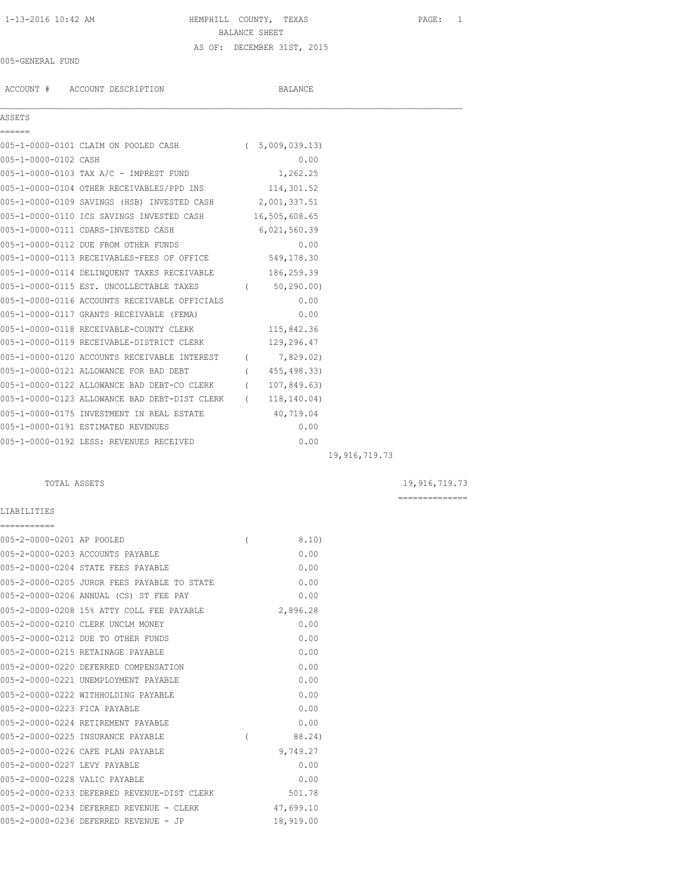HEMPHILL COUNTY, TEXAS

BALANCE SHEET

AS OF: DECEMBER 31ST, 2015

005-GENERAL FUND

| ACCOUNT # | ACCOUNT DESCRIPTION | BALANCE | | |
|---|---|---|---|---|
| **ASSETS** | | | | |
| 005-1-0000-0101 | CLAIM ON POOLED CASH | ( 5,009,039.13) | | |
| 005-1-0000-0102 | CASH | 0.00 | | |
| 005-1-0000-0103 | TAX A/C - IMPREST FUND | 1,262.25 | | |
| 005-1-0000-0104 | OTHER RECEIVABLES/PPD INS | 114,301.52 | | |
| 005-1-0000-0109 | SAVINGS (HSB) INVESTED CASH | 2,001,337.51 | | |
| 005-1-0000-0110 | ICS SAVINGS INVESTED CASH | 16,505,608.65 | | |
| 005-1-0000-0111 | CDARS-INVESTED CASH | 6,021,560.39 | | |
| 005-1-0000-0112 | DUE FROM OTHER FUNDS | 0.00 | | |
| 005-1-0000-0113 | RECEIVABLES-FEES OF OFFICE | 549,178.30 | | |
| 005-1-0000-0114 | DELINQUENT TAXES RECEIVABLE | 186,259.39 | | |
| 005-1-0000-0115 | EST. UNCOLLECTABLE TAXES | ( 50,290.00) | | |
| 005-1-0000-0116 | ACCOUNTS RECEIVABLE OFFICIALS | 0.00 | | |
| 005-1-0000-0117 | GRANTS RECEIVABLE (FEMA) | 0.00 | | |
| 005-1-0000-0118 | RECEIVABLE-COUNTY CLERK | 115,842.36 | | |
| 005-1-0000-0119 | RECEIVABLE-DISTRICT CLERK | 129,296.47 | | |
| 005-1-0000-0120 | ACCOUNTS RECEIVABLE INTEREST | ( 7,829.02) | | |
| 005-1-0000-0121 | ALLOWANCE FOR BAD DEBT | ( 455,498.33) | | |
| 005-1-0000-0122 | ALLOWANCE BAD DEBT-CO CLERK | ( 107,849.63) | | |
| 005-1-0000-0123 | ALLOWANCE BAD DEBT-DIST CLERK | ( 118,140.04) | | |
| 005-1-0000-0175 | INVESTMENT IN REAL ESTATE | 40,719.04 | | |
| 005-1-0000-0191 | ESTIMATED REVENUES | 0.00 | | |
| 005-1-0000-0192 | LESS: REVENUES RECEIVED | 0.00 | | |
| | | | 19,916,719.73 | |
| | TOTAL ASSETS | | | 19,916,719.73 |
| **LIABILITIES** | | | | |
| 005-2-0000-0201 | AP POOLED | ( 8.10) | | |
| 005-2-0000-0203 | ACCOUNTS PAYABLE | 0.00 | | |
| 005-2-0000-0204 | STATE FEES PAYABLE | 0.00 | | |
| 005-2-0000-0205 | JUROR FEES PAYABLE TO STATE | 0.00 | | |
| 005-2-0000-0206 | ANNUAL (CS) ST FEE PAY | 0.00 | | |
| 005-2-0000-0208 | 15% ATTY COLL FEE PAYABLE | 2,896.28 | | |
| 005-2-0000-0210 | CLERK UNCLM MONEY | 0.00 | | |
| 005-2-0000-0212 | DUE TO OTHER FUNDS | 0.00 | | |
| 005-2-0000-0215 | RETAINAGE PAYABLE | 0.00 | | |
| 005-2-0000-0220 | DEFERRED COMPENSATION | 0.00 | | |
| 005-2-0000-0221 | UNEMPLOYMENT PAYABLE | 0.00 | | |
| 005-2-0000-0222 | WITHHOLDING PAYABLE | 0.00 | | |
| 005-2-0000-0223 | FICA PAYABLE | 0.00 | | |
| 005-2-0000-0224 | RETIREMENT PAYABLE | 0.00 | | |
| 005-2-0000-0225 | INSURANCE PAYABLE | ( 88.24) | | |
| 005-2-0000-0226 | CAFE PLAN PAYABLE | 9,749.27 | | |
| 005-2-0000-0227 | LEVY PAYABLE | 0.00 | | |
| 005-2-0000-0228 | VALIC PAYABLE | 0.00 | | |
| 005-2-0000-0233 | DEFERRED REVENUE-DIST CLERK | 501.78 | | |
| 005-2-0000-0234 | DEFERRED REVENUE - CLERK | 47,699.10 | | |
| 005-2-0000-0236 | DEFERRED REVENUE - JP | 18,919.00 | | |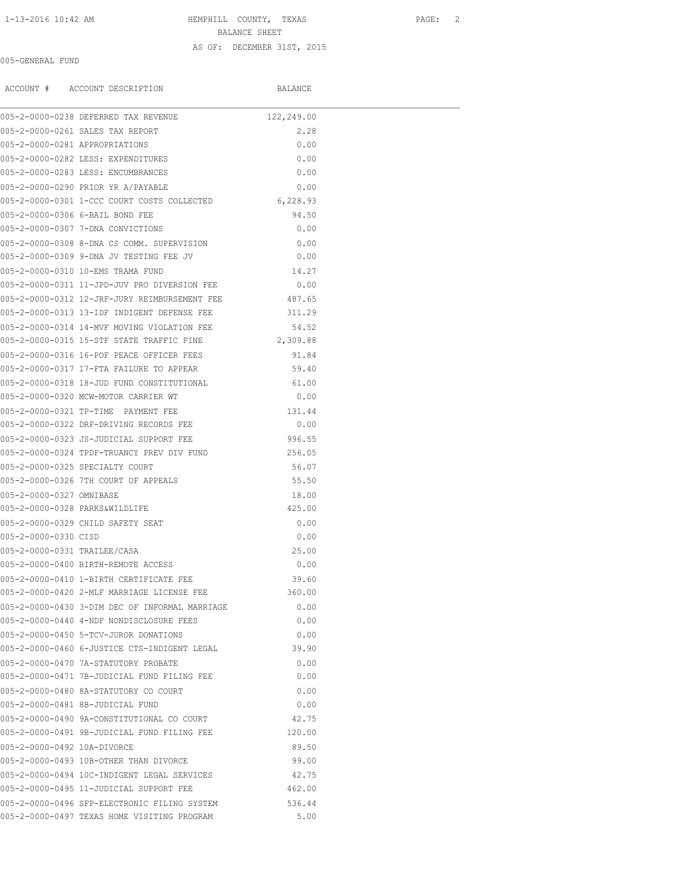HEMPHILL COUNTY, TEXAS

BALANCE SHEET

AS OF: DECEMBER 31ST, 2015

005-GENERAL FUND

| ACCOUNT # | ACCOUNT DESCRIPTION | BALANCE |
|---|---|---|
| 005-2-0000-0238 | DEFERRED TAX REVENUE | 122,249.00 |
| 005-2-0000-0261 | SALES TAX REPORT | 2.28 |
| 005-2-0000-0281 | APPROPRIATIONS | 0.00 |
| 005-2-0000-0282 | LESS: EXPENDITURES | 0.00 |
| 005-2-0000-0283 | LESS: ENCUMBRANCES | 0.00 |
| 005-2-0000-0290 | PRIOR YR A/PAYABLE | 0.00 |
| 005-2-0000-0301 | 1-CCC COURT COSTS COLLECTED | 6,228.93 |
| 005-2-0000-0306 | 6-BAIL BOND FEE | 94.50 |
| 005-2-0000-0307 | 7-DNA CONVICTIONS | 0.00 |
| 005-2-0000-0308 | 8-DNA CS COMM. SUPERVISION | 0.00 |
| 005-2-0000-0309 | 9-DNA JV TESTING FEE JV | 0.00 |
| 005-2-0000-0310 | 10-EMS TRAMA FUND | 14.27 |
| 005-2-0000-0311 | 11-JPD-JUV PRO DIVERSION FEE | 0.00 |
| 005-2-0000-0312 | 12-JRF-JURY REIMBURSEMENT FEE | 487.65 |
| 005-2-0000-0313 | 13-IDF INDIGENT DEFENSE FEE | 311.29 |
| 005-2-0000-0314 | 14-MVF MOVING VIOLATION FEE | 54.52 |
| 005-2-0000-0315 | 15-STF STATE TRAFFIC FINE | 2,309.88 |
| 005-2-0000-0316 | 16-POF PEACE OFFICER FEES | 91.84 |
| 005-2-0000-0317 | 17-FTA FAILURE TO APPEAR | 59.40 |
| 005-2-0000-0318 | 18-JUD FUND CONSTITUTIONAL | 61.00 |
| 005-2-0000-0320 | MCW-MOTOR CARRIER WT | 0.00 |
| 005-2-0000-0321 | TP-TIME PAYMENT FEE | 131.44 |
| 005-2-0000-0322 | DRF-DRIVING RECORDS FEE | 0.00 |
| 005-2-0000-0323 | JS-JUDICIAL SUPPORT FEE | 996.55 |
| 005-2-0000-0324 | TPDF-TRUANCY PREV DIV FUND | 256.05 |
| 005-2-0000-0325 | SPECIALTY COURT | 56.07 |
| 005-2-0000-0326 | 7TH COURT OF APPEALS | 55.50 |
| 005-2-0000-0327 | OMNIBASE | 18.00 |
| 005-2-0000-0328 | PARKS&WILDLIFE | 425.00 |
| 005-2-0000-0329 | CHILD SAFETY SEAT | 0.00 |
| 005-2-0000-0330 | CISD | 0.00 |
| 005-2-0000-0331 | TRAILEE/CASA | 25.00 |
| 005-2-0000-0400 | BIRTH-REMOTE ACCESS | 0.00 |
| 005-2-0000-0410 | 1-BIRTH CERTIFICATE FEE | 39.60 |
| 005-2-0000-0420 | 2-MLF MARRIAGE LICENSE FEE | 360.00 |
| 005-2-0000-0430 | 3-DIM DEC OF INFORMAL MARRIAGE | 0.00 |
| 005-2-0000-0440 | 4-NDF NONDISCLOSURE FEES | 0.00 |
| 005-2-0000-0450 | 5-TCV-JUROR DONATIONS | 0.00 |
| 005-2-0000-0460 | 6-JUSTICE CTS-INDIGENT LEGAL | 39.90 |
| 005-2-0000-0470 | 7A-STATUTORY PROBATE | 0.00 |
| 005-2-0000-0471 | 7B-JUDICIAL FUND FILING FEE | 0.00 |
| 005-2-0000-0480 | 8A-STATUTORY CO COURT | 0.00 |
| 005-2-0000-0481 | 8B-JUDICIAL FUND | 0.00 |
| 005-2-0000-0490 | 9A-CONSTITUTIONAL CO COURT | 42.75 |
| 005-2-0000-0491 | 9B-JUDICIAL FUND FILING FEE | 120.00 |
| 005-2-0000-0492 | 10A-DIVORCE | 89.50 |
| 005-2-0000-0493 | 10B-OTHER THAN DIVORCE | 99.00 |
| 005-2-0000-0494 | 10C-INDIGENT LEGAL SERVICES | 42.75 |
| 005-2-0000-0495 | 11-JUDICIAL SUPPORT FEE | 462.00 |
| 005-2-0000-0496 | SFP-ELECTRONIC FILING SYSTEM | 536.44 |
| 005-2-0000-0497 | TEXAS HOME VISITING PROGRAM | 5.00 |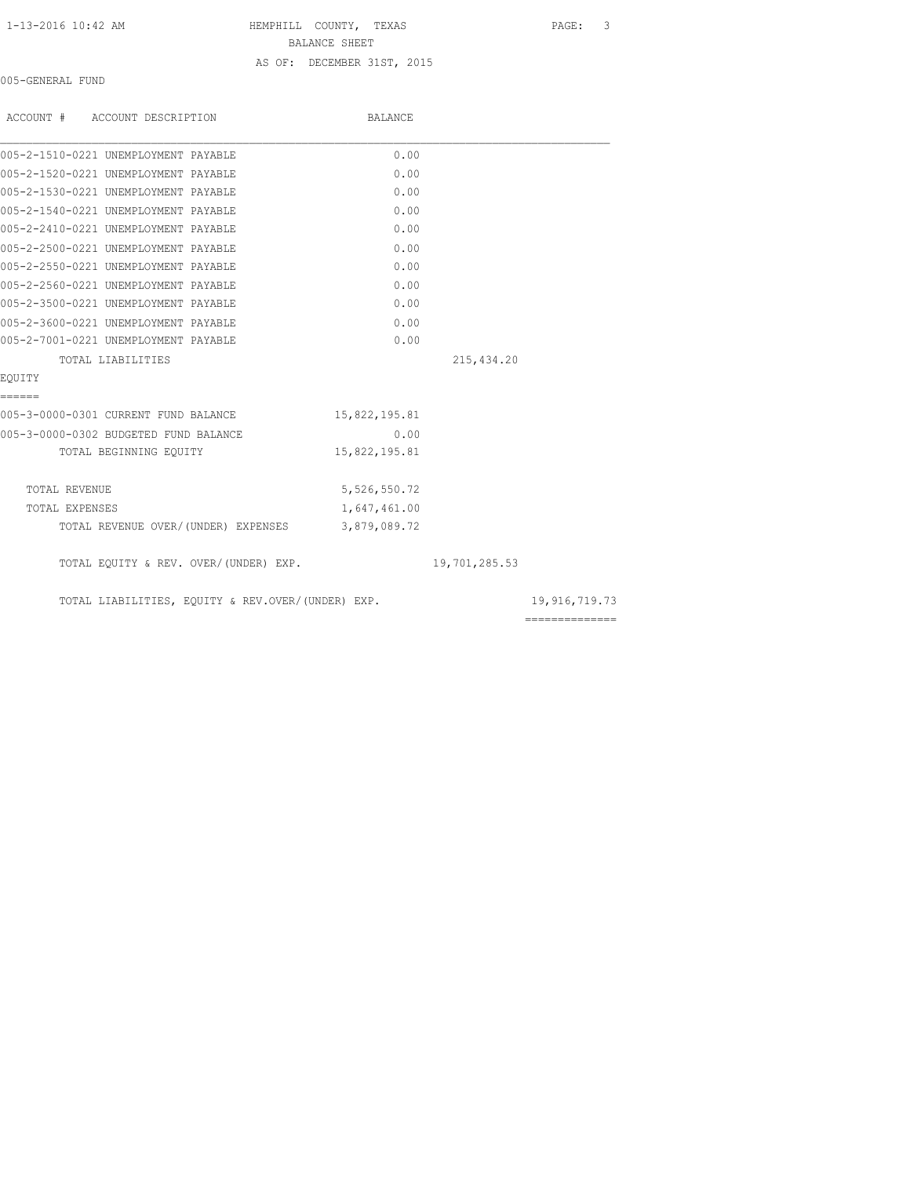HEMPHILL COUNTY, TEXAS

BALANCE SHEET

AS OF: DECEMBER 31ST, 2015

005-GENERAL FUND

| ACCOUNT # ACCOUNT DESCRIPTION | BALANCE | | |
|---|---|---|---|
| 005-2-1510-0221 UNEMPLOYMENT PAYABLE | 0.00 | | |
| 005-2-1520-0221 UNEMPLOYMENT PAYABLE | 0.00 | | |
| 005-2-1530-0221 UNEMPLOYMENT PAYABLE | 0.00 | | |
| 005-2-1540-0221 UNEMPLOYMENT PAYABLE | 0.00 | | |
| 005-2-2410-0221 UNEMPLOYMENT PAYABLE | 0.00 | | |
| 005-2-2500-0221 UNEMPLOYMENT PAYABLE | 0.00 | | |
| 005-2-2550-0221 UNEMPLOYMENT PAYABLE | 0.00 | | |
| 005-2-2560-0221 UNEMPLOYMENT PAYABLE | 0.00 | | |
| 005-2-3500-0221 UNEMPLOYMENT PAYABLE | 0.00 | | |
| 005-2-3600-0221 UNEMPLOYMENT PAYABLE | 0.00 | | |
| 005-2-7001-0221 UNEMPLOYMENT PAYABLE | 0.00 | | |
| TOTAL LIABILITIES | | 215,434.20 | |
| **EQUITY** | | | |
| 005-3-0000-0301 CURRENT FUND BALANCE | 15,822,195.81 | | |
| 005-3-0000-0302 BUDGETED FUND BALANCE | 0.00 | | |
| TOTAL BEGINNING EQUITY | 15,822,195.81 | | |
| TOTAL REVENUE | 5,526,550.72 | | |
| TOTAL EXPENSES | 1,647,461.00 | | |
| TOTAL REVENUE OVER/(UNDER) EXPENSES | 3,879,089.72 | | |
| TOTAL EQUITY & REV. OVER/(UNDER) EXP. | | 19,701,285.53 | |
| TOTAL LIABILITIES, EQUITY & REV.OVER/(UNDER) EXP. | | | 19,916,719.73 |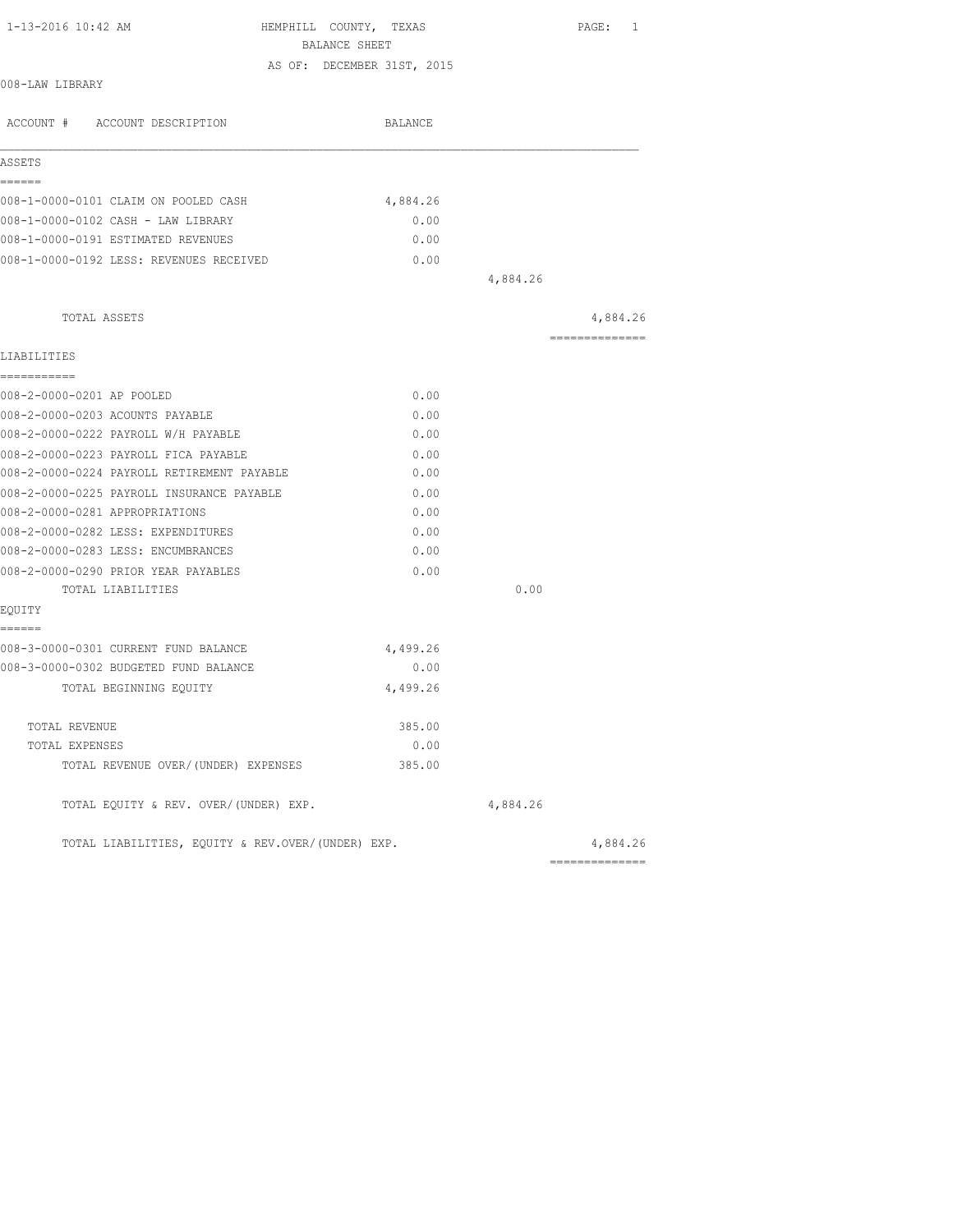1-13-2016 10:42 AM HEMPHILL COUNTY, TEXAS

BALANCE SHEET

AS OF: DECEMBER 31ST, 2015

008-LAW LIBRARY

| ACCOUNT # ACCOUNT DESCRIPTION | BALANCE | | |
|---|---|---|---|
| **ASSETS** | | | |
| 008-1-0000-0101 CLAIM ON POOLED CASH | 4,884.26 | | |
| 008-1-0000-0102 CASH - LAW LIBRARY | 0.00 | | |
| 008-1-0000-0191 ESTIMATED REVENUES | 0.00 | | |
| 008-1-0000-0192 LESS: REVENUES RECEIVED | 0.00 | | |
| | | 4,884.26 | |
| TOTAL ASSETS | | | 4,884.26 |
| **LIABILITIES** | | | |
| 008-2-0000-0201 AP POOLED | 0.00 | | |
| 008-2-0000-0203 ACOUNTS PAYABLE | 0.00 | | |
| 008-2-0000-0222 PAYROLL W/H PAYABLE | 0.00 | | |
| 008-2-0000-0223 PAYROLL FICA PAYABLE | 0.00 | | |
| 008-2-0000-0224 PAYROLL RETIREMENT PAYABLE | 0.00 | | |
| 008-2-0000-0225 PAYROLL INSURANCE PAYABLE | 0.00 | | |
| 008-2-0000-0281 APPROPRIATIONS | 0.00 | | |
| 008-2-0000-0282 LESS: EXPENDITURES | 0.00 | | |
| 008-2-0000-0283 LESS: ENCUMBRANCES | 0.00 | | |
| 008-2-0000-0290 PRIOR YEAR PAYABLES | 0.00 | | |
| TOTAL LIABILITIES | | 0.00 | |
| **EQUITY** | | | |
| 008-3-0000-0301 CURRENT FUND BALANCE | 4,499.26 | | |
| 008-3-0000-0302 BUDGETED FUND BALANCE | 0.00 | | |
| TOTAL BEGINNING EQUITY | 4,499.26 | | |
| TOTAL REVENUE | 385.00 | | |
| TOTAL EXPENSES | 0.00 | | |
| TOTAL REVENUE OVER/(UNDER) EXPENSES | 385.00 | | |
| TOTAL EQUITY & REV. OVER/(UNDER) EXP. | | 4,884.26 | |
| TOTAL LIABILITIES, EQUITY & REV.OVER/(UNDER) EXP. | | | 4,884.26 |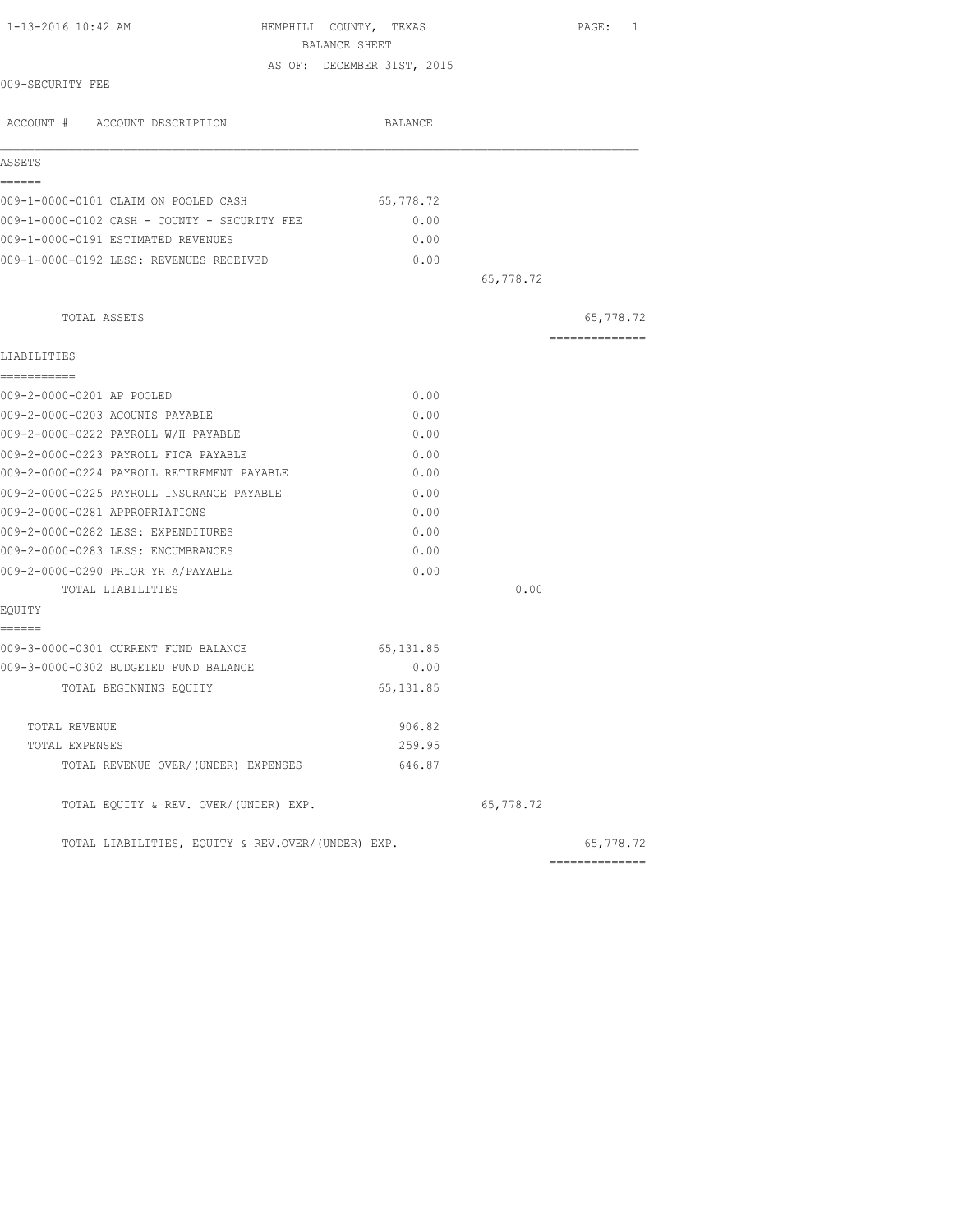1-13-2016 10:42 AM

# HEMPHILL COUNTY, TEXAS

## BALANCE SHEET

AS OF: DECEMBER 31ST, 2015

009-SECURITY FEE

| ACCOUNT # ACCOUNT DESCRIPTION | BALANCE | | |
|---|---|---|---|
| **ASSETS** | | | |
| 009-1-0000-0101 CLAIM ON POOLED CASH | 65,778.72 | | |
| 009-1-0000-0102 CASH - COUNTY - SECURITY FEE | 0.00 | | |
| 009-1-0000-0191 ESTIMATED REVENUES | 0.00 | | |
| 009-1-0000-0192 LESS: REVENUES RECEIVED | 0.00 | | |
| | | 65,778.72 | |
| TOTAL ASSETS | | | 65,778.72 |
| **LIABILITIES** | | | |
| 009-2-0000-0201 AP POOLED | 0.00 | | |
| 009-2-0000-0203 ACOUNTS PAYABLE | 0.00 | | |
| 009-2-0000-0222 PAYROLL W/H PAYABLE | 0.00 | | |
| 009-2-0000-0223 PAYROLL FICA PAYABLE | 0.00 | | |
| 009-2-0000-0224 PAYROLL RETIREMENT PAYABLE | 0.00 | | |
| 009-2-0000-0225 PAYROLL INSURANCE PAYABLE | 0.00 | | |
| 009-2-0000-0281 APPROPRIATIONS | 0.00 | | |
| 009-2-0000-0282 LESS: EXPENDITURES | 0.00 | | |
| 009-2-0000-0283 LESS: ENCUMBRANCES | 0.00 | | |
| 009-2-0000-0290 PRIOR YR A/PAYABLE | 0.00 | | |
| TOTAL LIABILITIES | | 0.00 | |
| **EQUITY** | | | |
| 009-3-0000-0301 CURRENT FUND BALANCE | 65,131.85 | | |
| 009-3-0000-0302 BUDGETED FUND BALANCE | 0.00 | | |
| TOTAL BEGINNING EQUITY | 65,131.85 | | |
| TOTAL REVENUE | 906.82 | | |
| TOTAL EXPENSES | 259.95 | | |
| TOTAL REVENUE OVER/(UNDER) EXPENSES | 646.87 | | |
| TOTAL EQUITY & REV. OVER/(UNDER) EXP. | | 65,778.72 | |
| TOTAL LIABILITIES, EQUITY & REV.OVER/(UNDER) EXP. | | | 65,778.72 |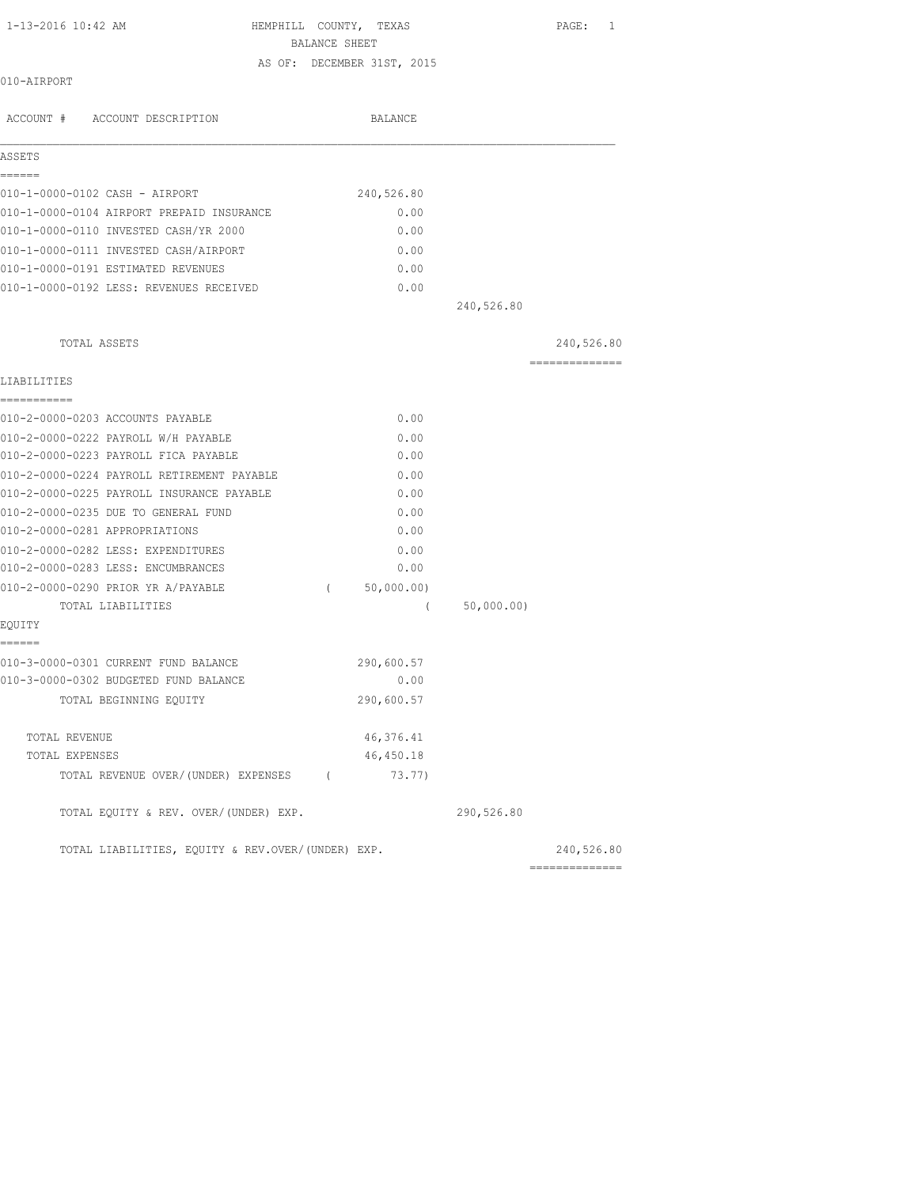HEMPHILL COUNTY, TEXAS

BALANCE SHEET

AS OF: DECEMBER 31ST, 2015

010-AIRPORT

| ACCOUNT # ACCOUNT DESCRIPTION | BALANCE | | |
|---|---|---|---|
| **ASSETS** | | | |
| 010-1-0000-0102 CASH - AIRPORT | 240,526.80 | | |
| 010-1-0000-0104 AIRPORT PREPAID INSURANCE | 0.00 | | |
| 010-1-0000-0110 INVESTED CASH/YR 2000 | 0.00 | | |
| 010-1-0000-0111 INVESTED CASH/AIRPORT | 0.00 | | |
| 010-1-0000-0191 ESTIMATED REVENUES | 0.00 | | |
| 010-1-0000-0192 LESS: REVENUES RECEIVED | 0.00 | | |
| | | 240,526.80 | |
| TOTAL ASSETS | | | 240,526.80 |
| **LIABILITIES** | | | |
| 010-2-0000-0203 ACCOUNTS PAYABLE | 0.00 | | |
| 010-2-0000-0222 PAYROLL W/H PAYABLE | 0.00 | | |
| 010-2-0000-0223 PAYROLL FICA PAYABLE | 0.00 | | |
| 010-2-0000-0224 PAYROLL RETIREMENT PAYABLE | 0.00 | | |
| 010-2-0000-0225 PAYROLL INSURANCE PAYABLE | 0.00 | | |
| 010-2-0000-0235 DUE TO GENERAL FUND | 0.00 | | |
| 010-2-0000-0281 APPROPRIATIONS | 0.00 | | |
| 010-2-0000-0282 LESS: EXPENDITURES | 0.00 | | |
| 010-2-0000-0283 LESS: ENCUMBRANCES | 0.00 | | |
| 010-2-0000-0290 PRIOR YR A/PAYABLE | ( 50,000.00) | | |
| TOTAL LIABILITIES | | ( 50,000.00) | |
| **EQUITY** | | | |
| 010-3-0000-0301 CURRENT FUND BALANCE | 290,600.57 | | |
| 010-3-0000-0302 BUDGETED FUND BALANCE | 0.00 | | |
| TOTAL BEGINNING EQUITY | 290,600.57 | | |
| TOTAL REVENUE | 46,376.41 | | |
| TOTAL EXPENSES | 46,450.18 | | |
| TOTAL REVENUE OVER/(UNDER) EXPENSES | ( 73.77) | | |
| TOTAL EQUITY & REV. OVER/(UNDER) EXP. | | 290,526.80 | |
| TOTAL LIABILITIES, EQUITY & REV.OVER/(UNDER) EXP. | | | 240,526.80 |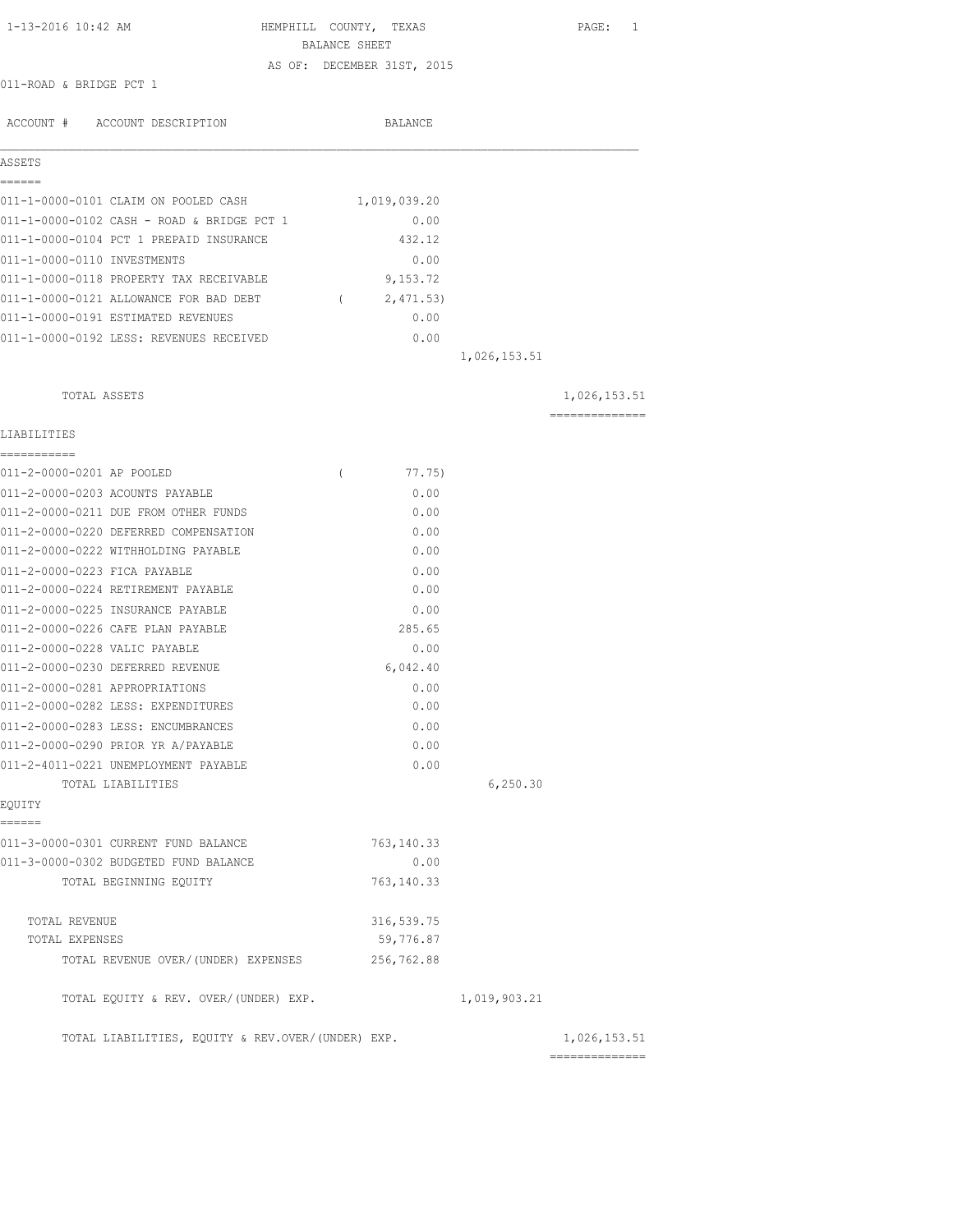1-13-2016 10:42 AM HEMPHILL COUNTY, TEXAS

BALANCE SHEET

AS OF: DECEMBER 31ST, 2015

011-ROAD & BRIDGE PCT 1

| ACCOUNT # ACCOUNT DESCRIPTION | BALANCE | | |
|---|---|---|---|
| **ASSETS** | | | |
| 011-1-0000-0101 CLAIM ON POOLED CASH | 1,019,039.20 | | |
| 011-1-0000-0102 CASH - ROAD & BRIDGE PCT 1 | 0.00 | | |
| 011-1-0000-0104 PCT 1 PREPAID INSURANCE | 432.12 | | |
| 011-1-0000-0110 INVESTMENTS | 0.00 | | |
| 011-1-0000-0118 PROPERTY TAX RECEIVABLE | 9,153.72 | | |
| 011-1-0000-0121 ALLOWANCE FOR BAD DEBT | ( 2,471.53) | | |
| 011-1-0000-0191 ESTIMATED REVENUES | 0.00 | | |
| 011-1-0000-0192 LESS: REVENUES RECEIVED | 0.00 | | |
| | | 1,026,153.51 | |
| TOTAL ASSETS | | | 1,026,153.51 |
| **LIABILITIES** | | | |
| 011-2-0000-0201 AP POOLED | ( 77.75) | | |
| 011-2-0000-0203 ACOUNTS PAYABLE | 0.00 | | |
| 011-2-0000-0211 DUE FROM OTHER FUNDS | 0.00 | | |
| 011-2-0000-0220 DEFERRED COMPENSATION | 0.00 | | |
| 011-2-0000-0222 WITHHOLDING PAYABLE | 0.00 | | |
| 011-2-0000-0223 FICA PAYABLE | 0.00 | | |
| 011-2-0000-0224 RETIREMENT PAYABLE | 0.00 | | |
| 011-2-0000-0225 INSURANCE PAYABLE | 0.00 | | |
| 011-2-0000-0226 CAFE PLAN PAYABLE | 285.65 | | |
| 011-2-0000-0228 VALIC PAYABLE | 0.00 | | |
| 011-2-0000-0230 DEFERRED REVENUE | 6,042.40 | | |
| 011-2-0000-0281 APPROPRIATIONS | 0.00 | | |
| 011-2-0000-0282 LESS: EXPENDITURES | 0.00 | | |
| 011-2-0000-0283 LESS: ENCUMBRANCES | 0.00 | | |
| 011-2-0000-0290 PRIOR YR A/PAYABLE | 0.00 | | |
| 011-2-4011-0221 UNEMPLOYMENT PAYABLE | 0.00 | | |
| TOTAL LIABILITIES | | 6,250.30 | |
| **EQUITY** | | | |
| 011-3-0000-0301 CURRENT FUND BALANCE | 763,140.33 | | |
| 011-3-0000-0302 BUDGETED FUND BALANCE | 0.00 | | |
| TOTAL BEGINNING EQUITY | 763,140.33 | | |
| TOTAL REVENUE | 316,539.75 | | |
| TOTAL EXPENSES | 59,776.87 | | |
| TOTAL REVENUE OVER/(UNDER) EXPENSES | 256,762.88 | | |
| TOTAL EQUITY & REV. OVER/(UNDER) EXP. | | 1,019,903.21 | |
| TOTAL LIABILITIES, EQUITY & REV.OVER/(UNDER) EXP. | | | 1,026,153.51 |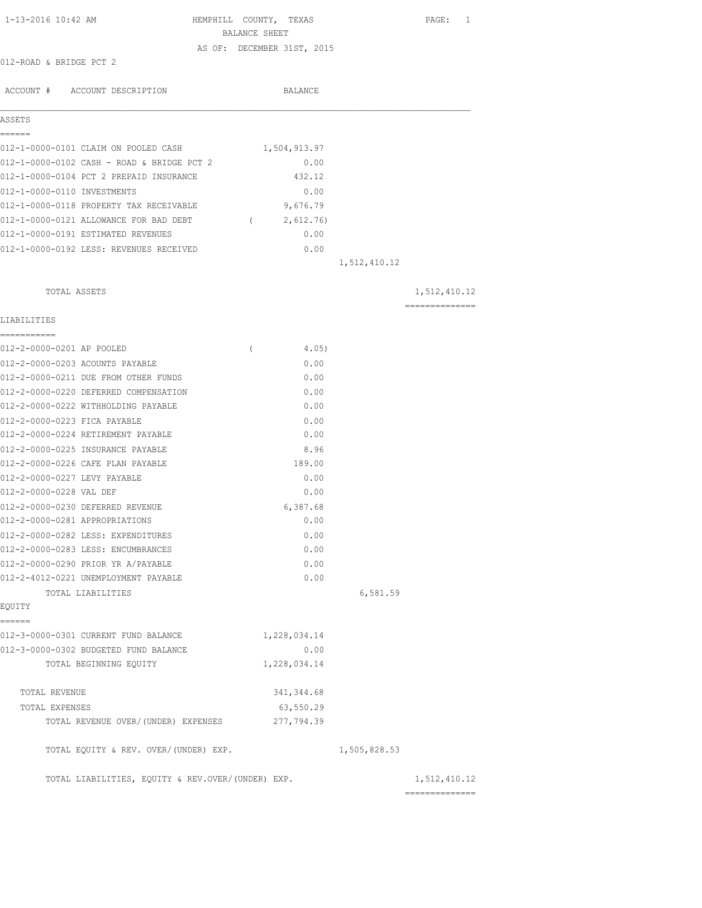1-13-2016 10:42 AM

# HEMPHILL COUNTY, TEXAS
## BALANCE SHEET
### AS OF: DECEMBER 31ST, 2015

012-ROAD & BRIDGE PCT 2

| ACCOUNT # | ACCOUNT DESCRIPTION | BALANCE | | |
|---|---|---|---|---|
| **ASSETS** | | | | |
| 012-1-0000-0101 | CLAIM ON POOLED CASH | 1,504,913.97 | | |
| 012-1-0000-0102 | CASH - ROAD & BRIDGE PCT 2 | 0.00 | | |
| 012-1-0000-0104 | PCT 2 PREPAID INSURANCE | 432.12 | | |
| 012-1-0000-0110 | INVESTMENTS | 0.00 | | |
| 012-1-0000-0118 | PROPERTY TAX RECEIVABLE | 9,676.79 | | |
| 012-1-0000-0121 | ALLOWANCE FOR BAD DEBT | ( 2,612.76) | | |
| 012-1-0000-0191 | ESTIMATED REVENUES | 0.00 | | |
| 012-1-0000-0192 | LESS: REVENUES RECEIVED | 0.00 | | |
| | | | 1,512,410.12 | |
| | TOTAL ASSETS | | | 1,512,410.12 |
| **LIABILITIES** | | | | |
| 012-2-0000-0201 | AP POOLED | ( 4.05) | | |
| 012-2-0000-0203 | ACOUNTS PAYABLE | 0.00 | | |
| 012-2-0000-0211 | DUE FROM OTHER FUNDS | 0.00 | | |
| 012-2-0000-0220 | DEFERRED COMPENSATION | 0.00 | | |
| 012-2-0000-0222 | WITHHOLDING PAYABLE | 0.00 | | |
| 012-2-0000-0223 | FICA PAYABLE | 0.00 | | |
| 012-2-0000-0224 | RETIREMENT PAYABLE | 0.00 | | |
| 012-2-0000-0225 | INSURANCE PAYABLE | 8.96 | | |
| 012-2-0000-0226 | CAFE PLAN PAYABLE | 189.00 | | |
| 012-2-0000-0227 | LEVY PAYABLE | 0.00 | | |
| 012-2-0000-0228 | VAL DEF | 0.00 | | |
| 012-2-0000-0230 | DEFERRED REVENUE | 6,387.68 | | |
| 012-2-0000-0281 | APPROPRIATIONS | 0.00 | | |
| 012-2-0000-0282 | LESS: EXPENDITURES | 0.00 | | |
| 012-2-0000-0283 | LESS: ENCUMBRANCES | 0.00 | | |
| 012-2-0000-0290 | PRIOR YR A/PAYABLE | 0.00 | | |
| 012-2-4012-0221 | UNEMPLOYMENT PAYABLE | 0.00 | | |
| | TOTAL LIABILITIES | | 6,581.59 | |
| **EQUITY** | | | | |
| 012-3-0000-0301 | CURRENT FUND BALANCE | 1,228,034.14 | | |
| 012-3-0000-0302 | BUDGETED FUND BALANCE | 0.00 | | |
| | TOTAL BEGINNING EQUITY | 1,228,034.14 | | |
| | TOTAL REVENUE | 341,344.68 | | |
| | TOTAL EXPENSES | 63,550.29 | | |
| | TOTAL REVENUE OVER/(UNDER) EXPENSES | 277,794.39 | | |
| | TOTAL EQUITY & REV. OVER/(UNDER) EXP. | | 1,505,828.53 | |
| | TOTAL LIABILITIES, EQUITY & REV.OVER/(UNDER) EXP. | | | 1,512,410.12 |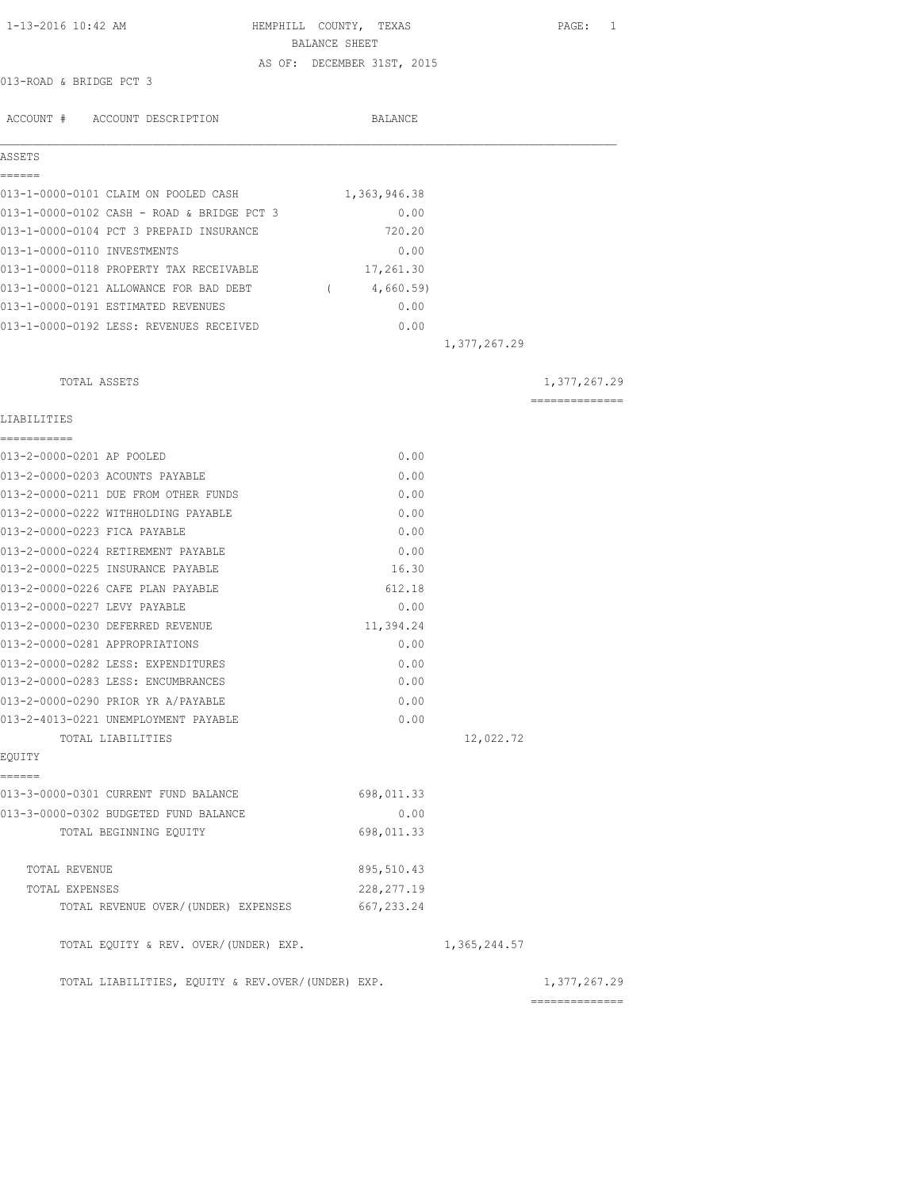1-13-2016 10:42 AM HEMPHILL COUNTY, TEXAS

BALANCE SHEET

AS OF: DECEMBER 31ST, 2015

013-ROAD & BRIDGE PCT 3

| ACCOUNT # ACCOUNT DESCRIPTION | BALANCE | | |
|---|---|---|---|
| **ASSETS** | | | |
| 013-1-0000-0101 CLAIM ON POOLED CASH | 1,363,946.38 | | |
| 013-1-0000-0102 CASH - ROAD & BRIDGE PCT 3 | 0.00 | | |
| 013-1-0000-0104 PCT 3 PREPAID INSURANCE | 720.20 | | |
| 013-1-0000-0110 INVESTMENTS | 0.00 | | |
| 013-1-0000-0118 PROPERTY TAX RECEIVABLE | 17,261.30 | | |
| 013-1-0000-0121 ALLOWANCE FOR BAD DEBT | ( 4,660.59) | | |
| 013-1-0000-0191 ESTIMATED REVENUES | 0.00 | | |
| 013-1-0000-0192 LESS: REVENUES RECEIVED | 0.00 | | |
| | | 1,377,267.29 | |
| TOTAL ASSETS | | | 1,377,267.29 |
| **LIABILITIES** | | | |
| 013-2-0000-0201 AP POOLED | 0.00 | | |
| 013-2-0000-0203 ACOUNTS PAYABLE | 0.00 | | |
| 013-2-0000-0211 DUE FROM OTHER FUNDS | 0.00 | | |
| 013-2-0000-0222 WITHHOLDING PAYABLE | 0.00 | | |
| 013-2-0000-0223 FICA PAYABLE | 0.00 | | |
| 013-2-0000-0224 RETIREMENT PAYABLE | 0.00 | | |
| 013-2-0000-0225 INSURANCE PAYABLE | 16.30 | | |
| 013-2-0000-0226 CAFE PLAN PAYABLE | 612.18 | | |
| 013-2-0000-0227 LEVY PAYABLE | 0.00 | | |
| 013-2-0000-0230 DEFERRED REVENUE | 11,394.24 | | |
| 013-2-0000-0281 APPROPRIATIONS | 0.00 | | |
| 013-2-0000-0282 LESS: EXPENDITURES | 0.00 | | |
| 013-2-0000-0283 LESS: ENCUMBRANCES | 0.00 | | |
| 013-2-0000-0290 PRIOR YR A/PAYABLE | 0.00 | | |
| 013-2-4013-0221 UNEMPLOYMENT PAYABLE | 0.00 | | |
| TOTAL LIABILITIES | | 12,022.72 | |
| **EQUITY** | | | |
| 013-3-0000-0301 CURRENT FUND BALANCE | 698,011.33 | | |
| 013-3-0000-0302 BUDGETED FUND BALANCE | 0.00 | | |
| TOTAL BEGINNING EQUITY | 698,011.33 | | |
| TOTAL REVENUE | 895,510.43 | | |
| TOTAL EXPENSES | 228,277.19 | | |
| TOTAL REVENUE OVER/(UNDER) EXPENSES | 667,233.24 | | |
| TOTAL EQUITY & REV. OVER/(UNDER) EXP. | | 1,365,244.57 | |
| TOTAL LIABILITIES, EQUITY & REV.OVER/(UNDER) EXP. | | | 1,377,267.29 |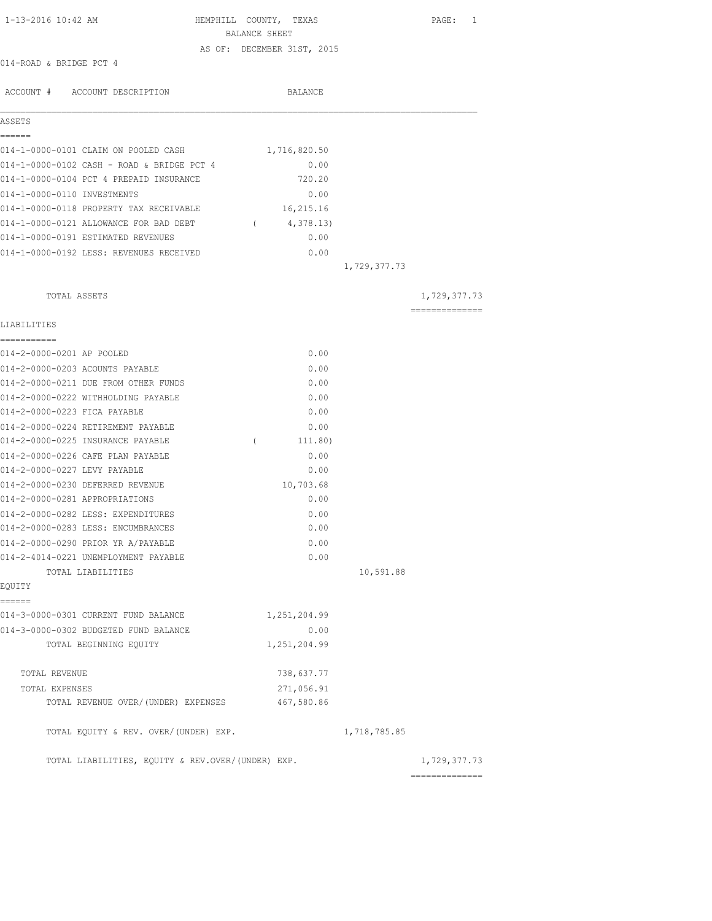HEMPHILL COUNTY, TEXAS
BALANCE SHEET
AS OF: DECEMBER 31ST, 2015

1-13-2016 10:42 AM

014-ROAD & BRIDGE PCT 4

| ACCOUNT # ACCOUNT DESCRIPTION | BALANCE | | |
|---|---|---|---|
| **ASSETS** | | | |
| 014-1-0000-0101 CLAIM ON POOLED CASH | 1,716,820.50 | | |
| 014-1-0000-0102 CASH - ROAD & BRIDGE PCT 4 | 0.00 | | |
| 014-1-0000-0104 PCT 4 PREPAID INSURANCE | 720.20 | | |
| 014-1-0000-0110 INVESTMENTS | 0.00 | | |
| 014-1-0000-0118 PROPERTY TAX RECEIVABLE | 16,215.16 | | |
| 014-1-0000-0121 ALLOWANCE FOR BAD DEBT | ( 4,378.13) | | |
| 014-1-0000-0191 ESTIMATED REVENUES | 0.00 | | |
| 014-1-0000-0192 LESS: REVENUES RECEIVED | 0.00 | | |
| | | 1,729,377.73 | |
| TOTAL ASSETS | | | 1,729,377.73 |
| **LIABILITIES** | | | |
| 014-2-0000-0201 AP POOLED | 0.00 | | |
| 014-2-0000-0203 ACOUNTS PAYABLE | 0.00 | | |
| 014-2-0000-0211 DUE FROM OTHER FUNDS | 0.00 | | |
| 014-2-0000-0222 WITHHOLDING PAYABLE | 0.00 | | |
| 014-2-0000-0223 FICA PAYABLE | 0.00 | | |
| 014-2-0000-0224 RETIREMENT PAYABLE | 0.00 | | |
| 014-2-0000-0225 INSURANCE PAYABLE | ( 111.80) | | |
| 014-2-0000-0226 CAFE PLAN PAYABLE | 0.00 | | |
| 014-2-0000-0227 LEVY PAYABLE | 0.00 | | |
| 014-2-0000-0230 DEFERRED REVENUE | 10,703.68 | | |
| 014-2-0000-0281 APPROPRIATIONS | 0.00 | | |
| 014-2-0000-0282 LESS: EXPENDITURES | 0.00 | | |
| 014-2-0000-0283 LESS: ENCUMBRANCES | 0.00 | | |
| 014-2-0000-0290 PRIOR YR A/PAYABLE | 0.00 | | |
| 014-2-4014-0221 UNEMPLOYMENT PAYABLE | 0.00 | | |
| TOTAL LIABILITIES | | 10,591.88 | |
| **EQUITY** | | | |
| 014-3-0000-0301 CURRENT FUND BALANCE | 1,251,204.99 | | |
| 014-3-0000-0302 BUDGETED FUND BALANCE | 0.00 | | |
| TOTAL BEGINNING EQUITY | 1,251,204.99 | | |
| TOTAL REVENUE | 738,637.77 | | |
| TOTAL EXPENSES | 271,056.91 | | |
| TOTAL REVENUE OVER/(UNDER) EXPENSES | 467,580.86 | | |
| TOTAL EQUITY & REV. OVER/(UNDER) EXP. | | 1,718,785.85 | |
| TOTAL LIABILITIES, EQUITY & REV.OVER/(UNDER) EXP. | | | 1,729,377.73 |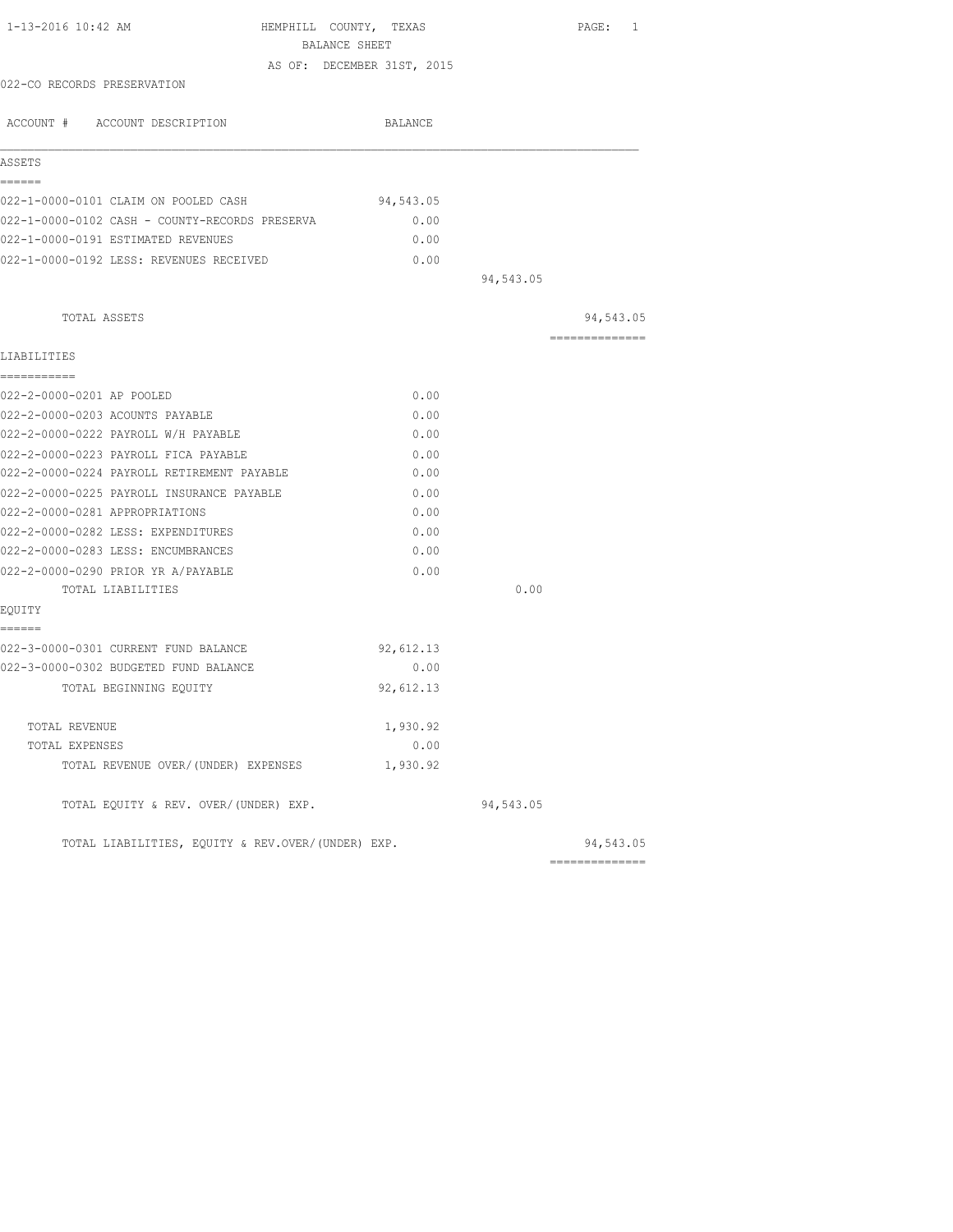HEMPHILL COUNTY, TEXAS
BALANCE SHEET
AS OF: DECEMBER 31ST, 2015

022-CO RECORDS PRESERVATION

| ACCOUNT # ACCOUNT DESCRIPTION | BALANCE | | |
|---|---|---|---|
| **ASSETS** | | | |
| 022-1-0000-0101 CLAIM ON POOLED CASH | 94,543.05 | | |
| 022-1-0000-0102 CASH - COUNTY-RECORDS PRESERVA | 0.00 | | |
| 022-1-0000-0191 ESTIMATED REVENUES | 0.00 | | |
| 022-1-0000-0192 LESS: REVENUES RECEIVED | 0.00 | | |
| | | 94,543.05 | |
| TOTAL ASSETS | | | 94,543.05 |
| **LIABILITIES** | | | |
| 022-2-0000-0201 AP POOLED | 0.00 | | |
| 022-2-0000-0203 ACOUNTS PAYABLE | 0.00 | | |
| 022-2-0000-0222 PAYROLL W/H PAYABLE | 0.00 | | |
| 022-2-0000-0223 PAYROLL FICA PAYABLE | 0.00 | | |
| 022-2-0000-0224 PAYROLL RETIREMENT PAYABLE | 0.00 | | |
| 022-2-0000-0225 PAYROLL INSURANCE PAYABLE | 0.00 | | |
| 022-2-0000-0281 APPROPRIATIONS | 0.00 | | |
| 022-2-0000-0282 LESS: EXPENDITURES | 0.00 | | |
| 022-2-0000-0283 LESS: ENCUMBRANCES | 0.00 | | |
| 022-2-0000-0290 PRIOR YR A/PAYABLE | 0.00 | | |
| TOTAL LIABILITIES | | 0.00 | |
| **EQUITY** | | | |
| 022-3-0000-0301 CURRENT FUND BALANCE | 92,612.13 | | |
| 022-3-0000-0302 BUDGETED FUND BALANCE | 0.00 | | |
| TOTAL BEGINNING EQUITY | 92,612.13 | | |
| TOTAL REVENUE | 1,930.92 | | |
| TOTAL EXPENSES | 0.00 | | |
| TOTAL REVENUE OVER/(UNDER) EXPENSES | 1,930.92 | | |
| TOTAL EQUITY & REV. OVER/(UNDER) EXP. | | 94,543.05 | |
| TOTAL LIABILITIES, EQUITY & REV.OVER/(UNDER) EXP. | | | 94,543.05 |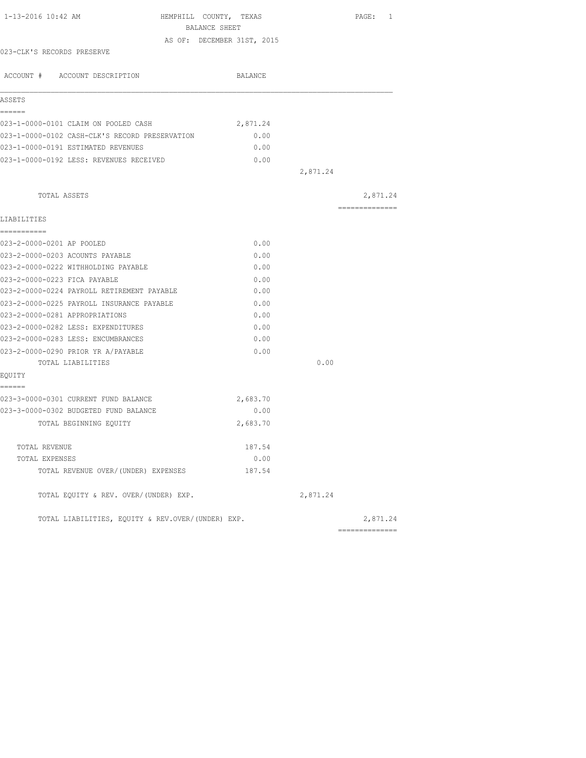1-13-2016 10:42 AM HEMPHILL COUNTY, TEXAS

BALANCE SHEET

AS OF: DECEMBER 31ST, 2015

023-CLK'S RECORDS PRESERVE

| ACCOUNT # ACCOUNT DESCRIPTION | BALANCE | | |
|---|---|---|---|
| **ASSETS** | | | |
| 023-1-0000-0101 CLAIM ON POOLED CASH | 2,871.24 | | |
| 023-1-0000-0102 CASH-CLK'S RECORD PRESERVATION | 0.00 | | |
| 023-1-0000-0191 ESTIMATED REVENUES | 0.00 | | |
| 023-1-0000-0192 LESS: REVENUES RECEIVED | 0.00 | | |
| | | 2,871.24 | |
| TOTAL ASSETS | | | 2,871.24 |
| **LIABILITIES** | | | |
| 023-2-0000-0201 AP POOLED | 0.00 | | |
| 023-2-0000-0203 ACOUNTS PAYABLE | 0.00 | | |
| 023-2-0000-0222 WITHHOLDING PAYABLE | 0.00 | | |
| 023-2-0000-0223 FICA PAYABLE | 0.00 | | |
| 023-2-0000-0224 PAYROLL RETIREMENT PAYABLE | 0.00 | | |
| 023-2-0000-0225 PAYROLL INSURANCE PAYABLE | 0.00 | | |
| 023-2-0000-0281 APPROPRIATIONS | 0.00 | | |
| 023-2-0000-0282 LESS: EXPENDITURES | 0.00 | | |
| 023-2-0000-0283 LESS: ENCUMBRANCES | 0.00 | | |
| 023-2-0000-0290 PRIOR YR A/PAYABLE | 0.00 | | |
| TOTAL LIABILITIES | | 0.00 | |
| **EQUITY** | | | |
| 023-3-0000-0301 CURRENT FUND BALANCE | 2,683.70 | | |
| 023-3-0000-0302 BUDGETED FUND BALANCE | 0.00 | | |
| TOTAL BEGINNING EQUITY | 2,683.70 | | |
| TOTAL REVENUE | 187.54 | | |
| TOTAL EXPENSES | 0.00 | | |
| TOTAL REVENUE OVER/(UNDER) EXPENSES | 187.54 | | |
| TOTAL EQUITY & REV. OVER/(UNDER) EXP. | | 2,871.24 | |
| TOTAL LIABILITIES, EQUITY & REV.OVER/(UNDER) EXP. | | | 2,871.24 |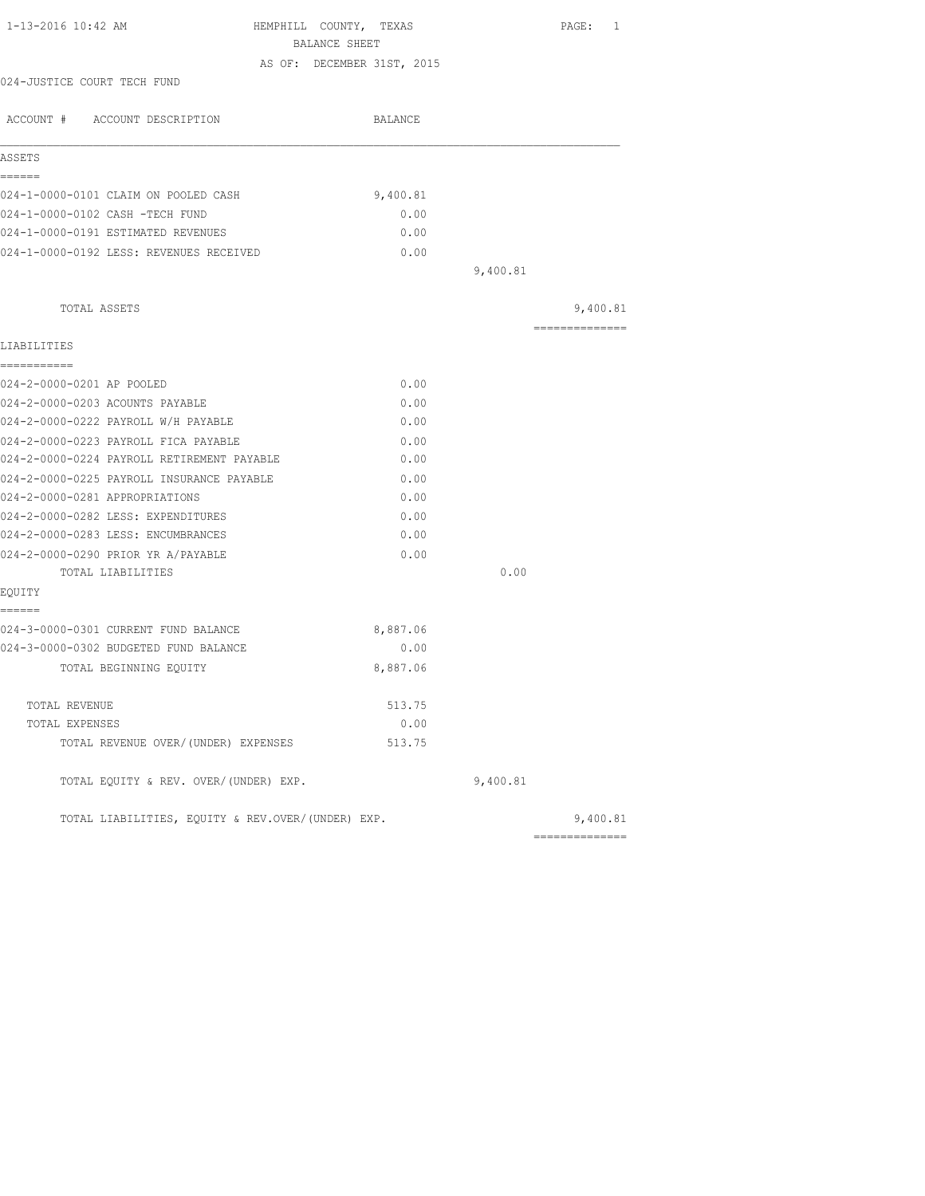1-13-2016 10:42 AM

# HEMPHILL COUNTY, TEXAS

## BALANCE SHEET

AS OF: DECEMBER 31ST, 2015

024-JUSTICE COURT TECH FUND

| ACCOUNT # ACCOUNT DESCRIPTION | BALANCE | | |
|---|---|---|---|
| **ASSETS** | | | |
| 024-1-0000-0101 CLAIM ON POOLED CASH | 9,400.81 | | |
| 024-1-0000-0102 CASH -TECH FUND | 0.00 | | |
| 024-1-0000-0191 ESTIMATED REVENUES | 0.00 | | |
| 024-1-0000-0192 LESS: REVENUES RECEIVED | 0.00 | | |
| | | 9,400.81 | |
| TOTAL ASSETS | | | 9,400.81 |
| **LIABILITIES** | | | |
| 024-2-0000-0201 AP POOLED | 0.00 | | |
| 024-2-0000-0203 ACOUNTS PAYABLE | 0.00 | | |
| 024-2-0000-0222 PAYROLL W/H PAYABLE | 0.00 | | |
| 024-2-0000-0223 PAYROLL FICA PAYABLE | 0.00 | | |
| 024-2-0000-0224 PAYROLL RETIREMENT PAYABLE | 0.00 | | |
| 024-2-0000-0225 PAYROLL INSURANCE PAYABLE | 0.00 | | |
| 024-2-0000-0281 APPROPRIATIONS | 0.00 | | |
| 024-2-0000-0282 LESS: EXPENDITURES | 0.00 | | |
| 024-2-0000-0283 LESS: ENCUMBRANCES | 0.00 | | |
| 024-2-0000-0290 PRIOR YR A/PAYABLE | 0.00 | | |
| TOTAL LIABILITIES | | 0.00 | |
| **EQUITY** | | | |
| 024-3-0000-0301 CURRENT FUND BALANCE | 8,887.06 | | |
| 024-3-0000-0302 BUDGETED FUND BALANCE | 0.00 | | |
| TOTAL BEGINNING EQUITY | 8,887.06 | | |
| TOTAL REVENUE | 513.75 | | |
| TOTAL EXPENSES | 0.00 | | |
| TOTAL REVENUE OVER/(UNDER) EXPENSES | 513.75 | | |
| TOTAL EQUITY & REV. OVER/(UNDER) EXP. | | 9,400.81 | |
| TOTAL LIABILITIES, EQUITY & REV.OVER/(UNDER) EXP. | | | 9,400.81 |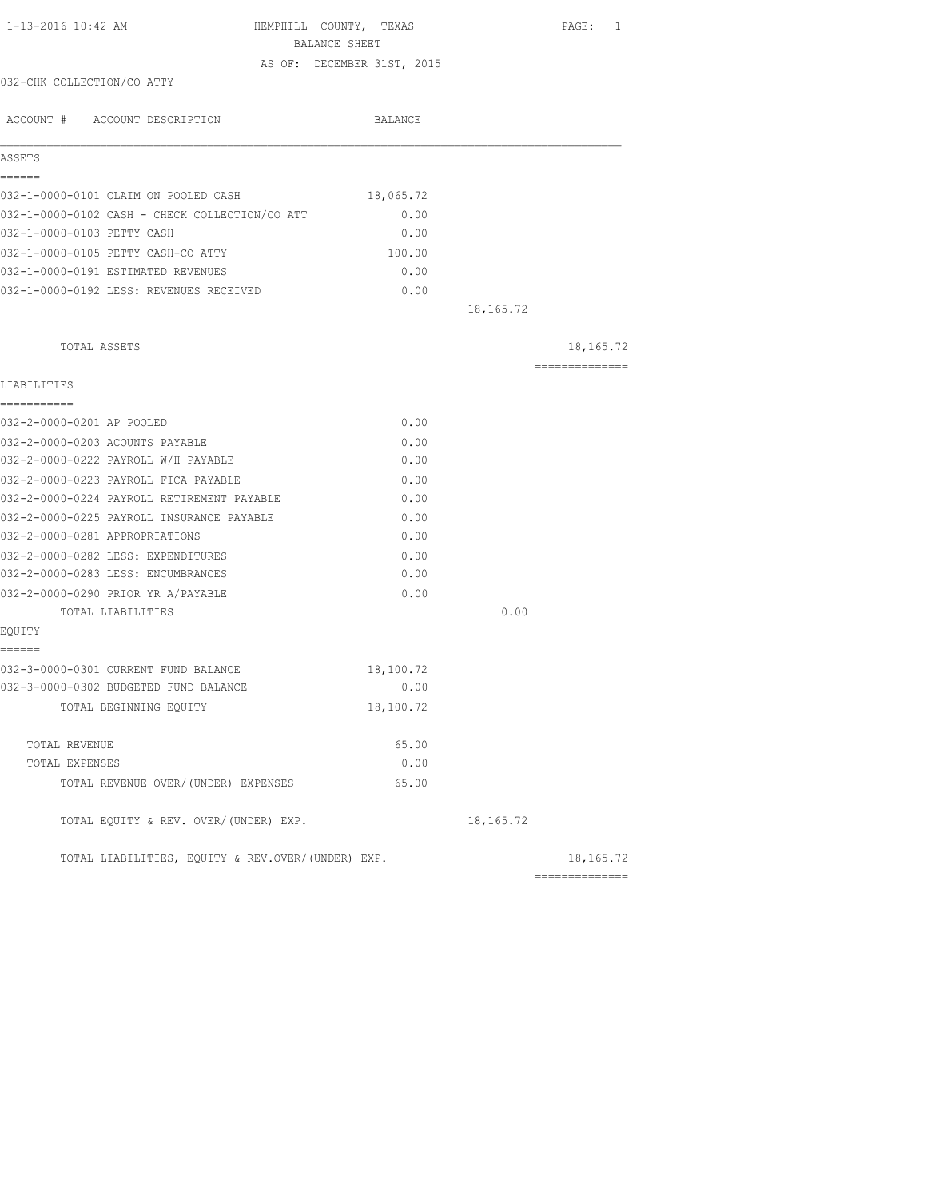1-13-2016 10:42 AM HEMPHILL COUNTY, TEXAS

BALANCE SHEET

AS OF: DECEMBER 31ST, 2015

032-CHK COLLECTION/CO ATTY

| ACCOUNT # ACCOUNT DESCRIPTION | BALANCE | | |
|---|---|---|---|
| **ASSETS** | | | |
| 032-1-0000-0101 CLAIM ON POOLED CASH | 18,065.72 | | |
| 032-1-0000-0102 CASH - CHECK COLLECTION/CO ATT | 0.00 | | |
| 032-1-0000-0103 PETTY CASH | 0.00 | | |
| 032-1-0000-0105 PETTY CASH-CO ATTY | 100.00 | | |
| 032-1-0000-0191 ESTIMATED REVENUES | 0.00 | | |
| 032-1-0000-0192 LESS: REVENUES RECEIVED | 0.00 | | |
| | | 18,165.72 | |
| TOTAL ASSETS | | | 18,165.72 |
| **LIABILITIES** | | | |
| 032-2-0000-0201 AP POOLED | 0.00 | | |
| 032-2-0000-0203 ACOUNTS PAYABLE | 0.00 | | |
| 032-2-0000-0222 PAYROLL W/H PAYABLE | 0.00 | | |
| 032-2-0000-0223 PAYROLL FICA PAYABLE | 0.00 | | |
| 032-2-0000-0224 PAYROLL RETIREMENT PAYABLE | 0.00 | | |
| 032-2-0000-0225 PAYROLL INSURANCE PAYABLE | 0.00 | | |
| 032-2-0000-0281 APPROPRIATIONS | 0.00 | | |
| 032-2-0000-0282 LESS: EXPENDITURES | 0.00 | | |
| 032-2-0000-0283 LESS: ENCUMBRANCES | 0.00 | | |
| 032-2-0000-0290 PRIOR YR A/PAYABLE | 0.00 | | |
| TOTAL LIABILITIES | | 0.00 | |
| **EQUITY** | | | |
| 032-3-0000-0301 CURRENT FUND BALANCE | 18,100.72 | | |
| 032-3-0000-0302 BUDGETED FUND BALANCE | 0.00 | | |
| TOTAL BEGINNING EQUITY | 18,100.72 | | |
| TOTAL REVENUE | 65.00 | | |
| TOTAL EXPENSES | 0.00 | | |
| TOTAL REVENUE OVER/(UNDER) EXPENSES | 65.00 | | |
| TOTAL EQUITY & REV. OVER/(UNDER) EXP. | | 18,165.72 | |
| TOTAL LIABILITIES, EQUITY & REV.OVER/(UNDER) EXP. | | | 18,165.72 |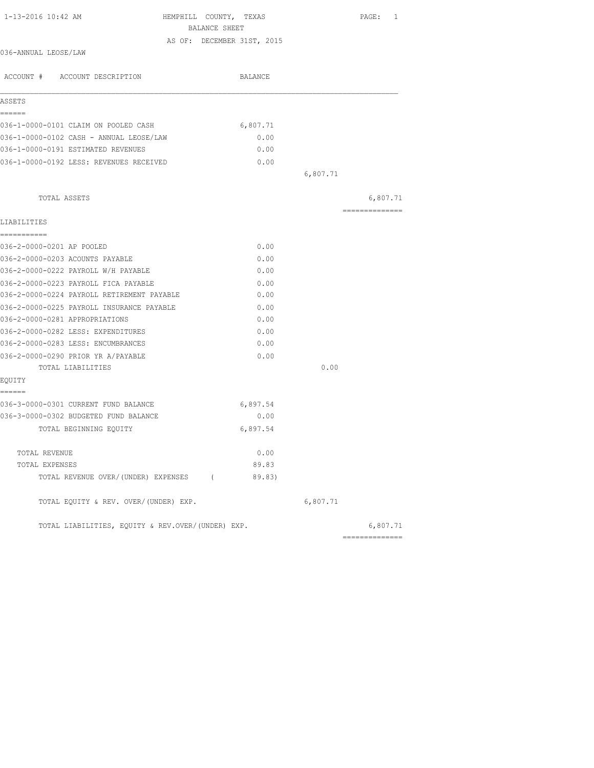HEMPHILL COUNTY, TEXAS
BALANCE SHEET
AS OF: DECEMBER 31ST, 2015

1-13-2016 10:42 AM

036-ANNUAL LEOSE/LAW

| ACCOUNT # ACCOUNT DESCRIPTION | BALANCE | | |
|---|---|---|---|
| **ASSETS** | | | |
| 036-1-0000-0101 CLAIM ON POOLED CASH | 6,807.71 | | |
| 036-1-0000-0102 CASH - ANNUAL LEOSE/LAW | 0.00 | | |
| 036-1-0000-0191 ESTIMATED REVENUES | 0.00 | | |
| 036-1-0000-0192 LESS: REVENUES RECEIVED | 0.00 | | |
| | | 6,807.71 | |
| TOTAL ASSETS | | | 6,807.71 |
| **LIABILITIES** | | | |
| 036-2-0000-0201 AP POOLED | 0.00 | | |
| 036-2-0000-0203 ACOUNTS PAYABLE | 0.00 | | |
| 036-2-0000-0222 PAYROLL W/H PAYABLE | 0.00 | | |
| 036-2-0000-0223 PAYROLL FICA PAYABLE | 0.00 | | |
| 036-2-0000-0224 PAYROLL RETIREMENT PAYABLE | 0.00 | | |
| 036-2-0000-0225 PAYROLL INSURANCE PAYABLE | 0.00 | | |
| 036-2-0000-0281 APPROPRIATIONS | 0.00 | | |
| 036-2-0000-0282 LESS: EXPENDITURES | 0.00 | | |
| 036-2-0000-0283 LESS: ENCUMBRANCES | 0.00 | | |
| 036-2-0000-0290 PRIOR YR A/PAYABLE | 0.00 | | |
| TOTAL LIABILITIES | | 0.00 | |
| **EQUITY** | | | |
| 036-3-0000-0301 CURRENT FUND BALANCE | 6,897.54 | | |
| 036-3-0000-0302 BUDGETED FUND BALANCE | 0.00 | | |
| TOTAL BEGINNING EQUITY | 6,897.54 | | |
| TOTAL REVENUE | 0.00 | | |
| TOTAL EXPENSES | 89.83 | | |
| TOTAL REVENUE OVER/(UNDER) EXPENSES | ( 89.83) | | |
| TOTAL EQUITY & REV. OVER/(UNDER) EXP. | | 6,807.71 | |
| TOTAL LIABILITIES, EQUITY & REV.OVER/(UNDER) EXP. | | | 6,807.71 |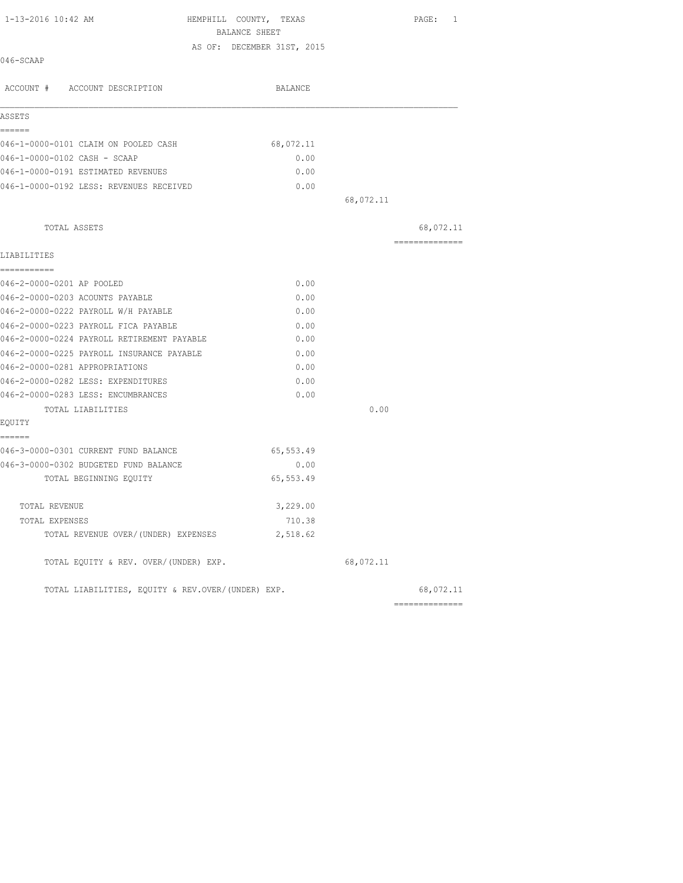1-13-2016 10:42 AM

# HEMPHILL COUNTY, TEXAS
## BALANCE SHEET
### AS OF: DECEMBER 31ST, 2015

046-SCAAP

| ACCOUNT # ACCOUNT DESCRIPTION | BALANCE | | |
|---|---|---|---|
| **ASSETS** | | | |
| 046-1-0000-0101 CLAIM ON POOLED CASH | 68,072.11 | | |
| 046-1-0000-0102 CASH - SCAAP | 0.00 | | |
| 046-1-0000-0191 ESTIMATED REVENUES | 0.00 | | |
| 046-1-0000-0192 LESS: REVENUES RECEIVED | 0.00 | | |
| | | 68,072.11 | |
| TOTAL ASSETS | | | 68,072.11 |
| **LIABILITIES** | | | |
| 046-2-0000-0201 AP POOLED | 0.00 | | |
| 046-2-0000-0203 ACOUNTS PAYABLE | 0.00 | | |
| 046-2-0000-0222 PAYROLL W/H PAYABLE | 0.00 | | |
| 046-2-0000-0223 PAYROLL FICA PAYABLE | 0.00 | | |
| 046-2-0000-0224 PAYROLL RETIREMENT PAYABLE | 0.00 | | |
| 046-2-0000-0225 PAYROLL INSURANCE PAYABLE | 0.00 | | |
| 046-2-0000-0281 APPROPRIATIONS | 0.00 | | |
| 046-2-0000-0282 LESS: EXPENDITURES | 0.00 | | |
| 046-2-0000-0283 LESS: ENCUMBRANCES | 0.00 | | |
| TOTAL LIABILITIES | | 0.00 | |
| **EQUITY** | | | |
| 046-3-0000-0301 CURRENT FUND BALANCE | 65,553.49 | | |
| 046-3-0000-0302 BUDGETED FUND BALANCE | 0.00 | | |
| TOTAL BEGINNING EQUITY | 65,553.49 | | |
| TOTAL REVENUE | 3,229.00 | | |
| TOTAL EXPENSES | 710.38 | | |
| TOTAL REVENUE OVER/(UNDER) EXPENSES | 2,518.62 | | |
| TOTAL EQUITY & REV. OVER/(UNDER) EXP. | | 68,072.11 | |
| TOTAL LIABILITIES, EQUITY & REV.OVER/(UNDER) EXP. | | | 68,072.11 |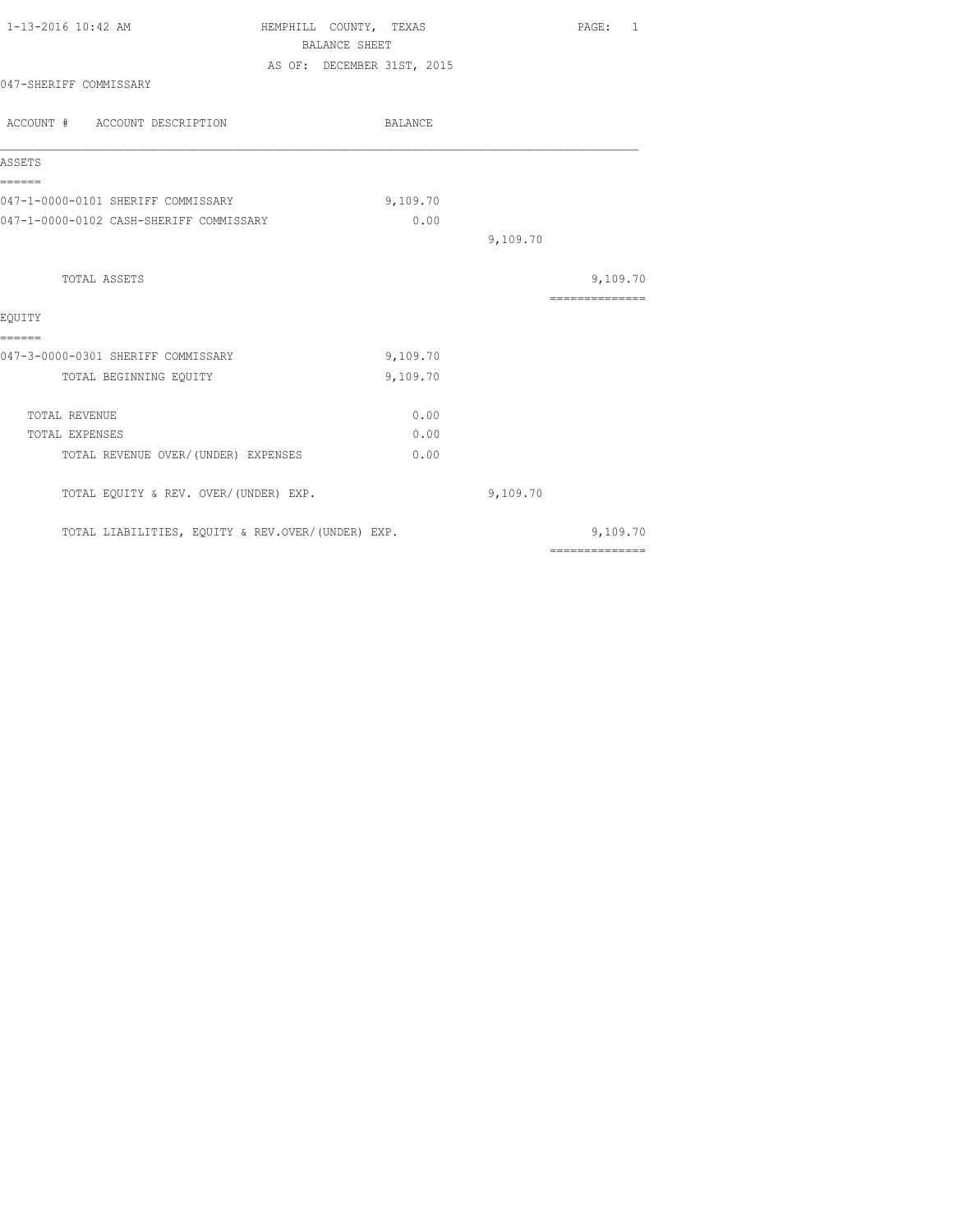1-13-2016 10:42 AM HEMPHILL COUNTY, TEXAS

BALANCE SHEET

AS OF: DECEMBER 31ST, 2015

047-SHERIFF COMMISSARY

| ACCOUNT # ACCOUNT DESCRIPTION | BALANCE | | |
|---|---|---|---|
| **ASSETS** | | | |
| 047-1-0000-0101 SHERIFF COMMISSARY | 9,109.70 | | |
| 047-1-0000-0102 CASH-SHERIFF COMMISSARY | 0.00 | | |
| | | 9,109.70 | |
| TOTAL ASSETS | | | 9,109.70 |
| **EQUITY** | | | |
| 047-3-0000-0301 SHERIFF COMMISSARY | 9,109.70 | | |
| TOTAL BEGINNING EQUITY | 9,109.70 | | |
| TOTAL REVENUE | 0.00 | | |
| TOTAL EXPENSES | 0.00 | | |
| TOTAL REVENUE OVER/(UNDER) EXPENSES | 0.00 | | |
| TOTAL EQUITY & REV. OVER/(UNDER) EXP. | | 9,109.70 | |
| TOTAL LIABILITIES, EQUITY & REV.OVER/(UNDER) EXP. | | | 9,109.70 |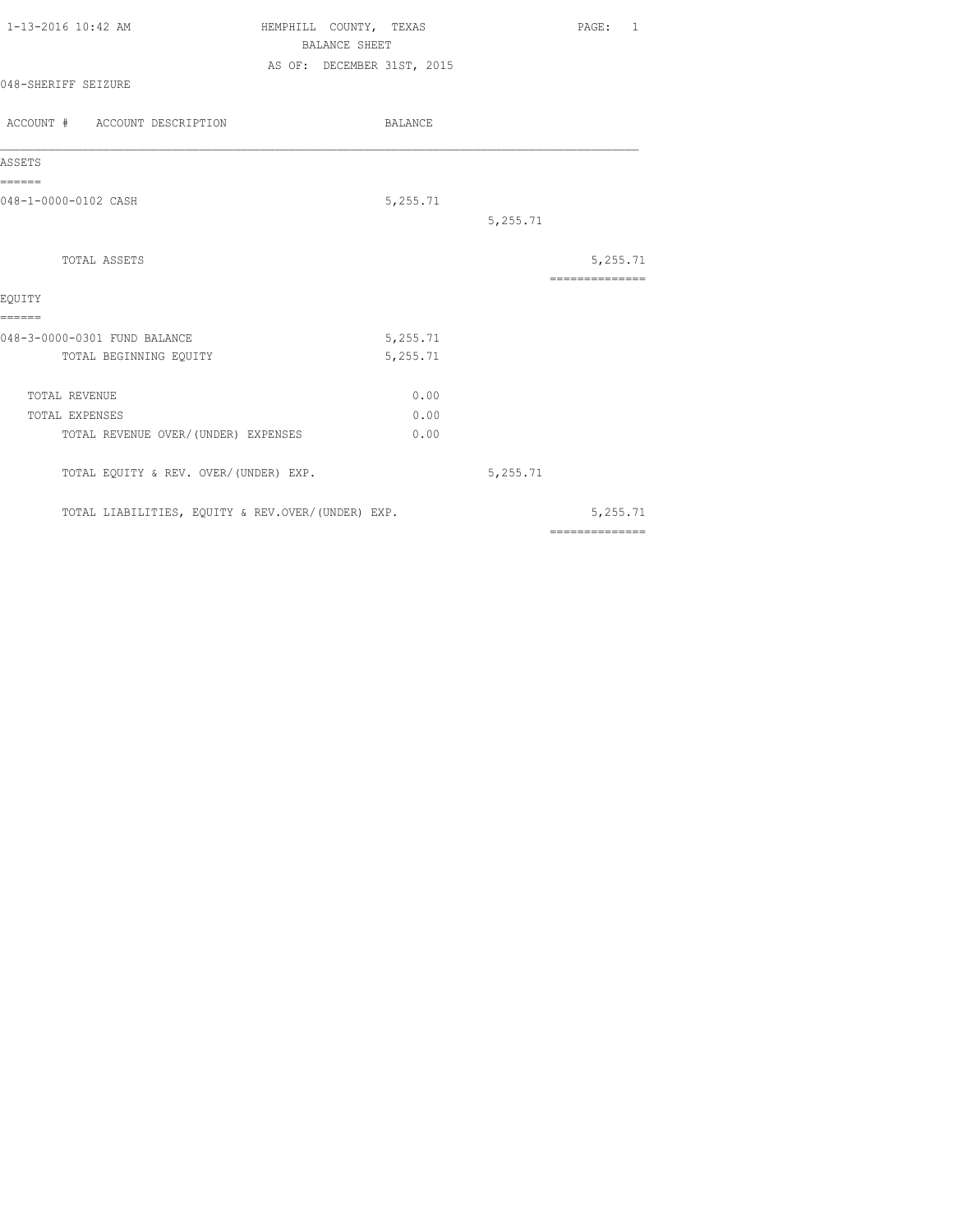HEMPHILL COUNTY, TEXAS

BALANCE SHEET

AS OF: DECEMBER 31ST, 2015

048-SHERIFF SEIZURE

| ACCOUNT # ACCOUNT DESCRIPTION | BALANCE | | |
|---|---|---|---|
| **ASSETS** | | | |
| 048-1-0000-0102 CASH | 5,255.71 | | |
| | | 5,255.71 | |
| TOTAL ASSETS | | | 5,255.71 |
| **EQUITY** | | | |
| 048-3-0000-0301 FUND BALANCE | 5,255.71 | | |
| TOTAL BEGINNING EQUITY | 5,255.71 | | |
| TOTAL REVENUE | 0.00 | | |
| TOTAL EXPENSES | 0.00 | | |
| TOTAL REVENUE OVER/(UNDER) EXPENSES | 0.00 | | |
| TOTAL EQUITY & REV. OVER/(UNDER) EXP. | | 5,255.71 | |
| TOTAL LIABILITIES, EQUITY & REV.OVER/(UNDER) EXP. | | | 5,255.71 |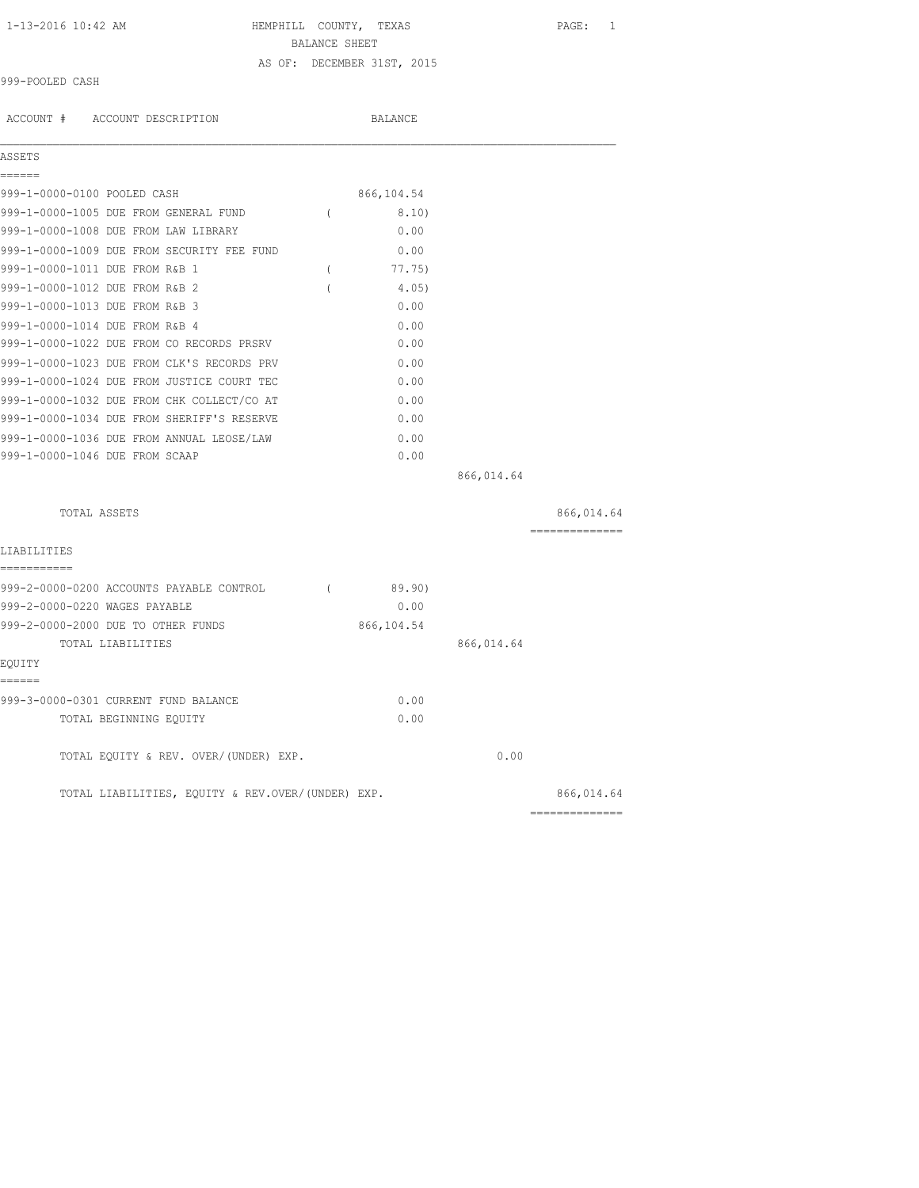HEMPHILL COUNTY, TEXAS

BALANCE SHEET

AS OF: DECEMBER 31ST, 2015

999-POOLED CASH

| ACCOUNT # ACCOUNT DESCRIPTION | BALANCE | | |
|---|---|---|---|
| **ASSETS** | | | |
| 999-1-0000-0100 POOLED CASH | 866,104.54 | | |
| 999-1-0000-1005 DUE FROM GENERAL FUND | ( 8.10) | | |
| 999-1-0000-1008 DUE FROM LAW LIBRARY | 0.00 | | |
| 999-1-0000-1009 DUE FROM SECURITY FEE FUND | 0.00 | | |
| 999-1-0000-1011 DUE FROM R&B 1 | ( 77.75) | | |
| 999-1-0000-1012 DUE FROM R&B 2 | ( 4.05) | | |
| 999-1-0000-1013 DUE FROM R&B 3 | 0.00 | | |
| 999-1-0000-1014 DUE FROM R&B 4 | 0.00 | | |
| 999-1-0000-1022 DUE FROM CO RECORDS PRSRV | 0.00 | | |
| 999-1-0000-1023 DUE FROM CLK'S RECORDS PRV | 0.00 | | |
| 999-1-0000-1024 DUE FROM JUSTICE COURT TEC | 0.00 | | |
| 999-1-0000-1032 DUE FROM CHK COLLECT/CO AT | 0.00 | | |
| 999-1-0000-1034 DUE FROM SHERIFF'S RESERVE | 0.00 | | |
| 999-1-0000-1036 DUE FROM ANNUAL LEOSE/LAW | 0.00 | | |
| 999-1-0000-1046 DUE FROM SCAAP | 0.00 | | |
| | | 866,014.64 | |
| TOTAL ASSETS | | | 866,014.64 |
| **LIABILITIES** | | | |
| 999-2-0000-0200 ACCOUNTS PAYABLE CONTROL | ( 89.90) | | |
| 999-2-0000-0220 WAGES PAYABLE | 0.00 | | |
| 999-2-0000-2000 DUE TO OTHER FUNDS | 866,104.54 | | |
| TOTAL LIABILITIES | | 866,014.64 | |
| **EQUITY** | | | |
| 999-3-0000-0301 CURRENT FUND BALANCE | 0.00 | | |
| TOTAL BEGINNING EQUITY | 0.00 | | |
| TOTAL EQUITY & REV. OVER/(UNDER) EXP. | | 0.00 | |
| TOTAL LIABILITIES, EQUITY & REV.OVER/(UNDER) EXP. | | | 866,014.64 |